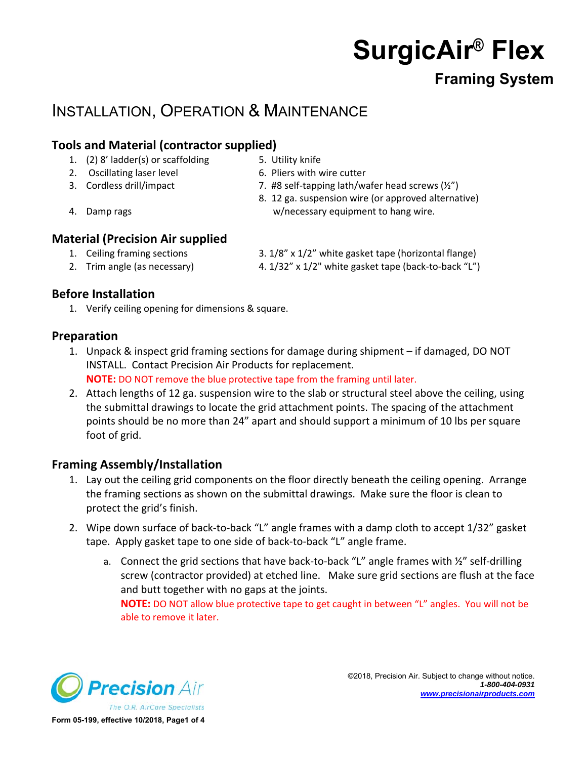# SurgicAir® Flex

## Framing System

## INSTALLATION, OPERATION & MAINTENANCE

### Tools and Material (contractor supplied)

1. (2) 8' ladder(s) or scaffolding
2. Oscillating laser level
3. Cordless drill/impact
4. Damp rags
5. Utility knife
6. Pliers with wire cutter
7. #8 self-tapping lath/wafer head screws (½")
8. 12 ga. suspension wire (or approved alternative) w/necessary equipment to hang wire.

### Material (Precision Air supplied)

1. Ceiling framing sections
2. Trim angle (as necessary)
3. 1/8" x 1/2" white gasket tape (horizontal flange)
4. 1/32" x 1/2" white gasket tape (back-to-back "L")

### Before Installation

1. Verify ceiling opening for dimensions & square.

### Preparation

1. Unpack & inspect grid framing sections for damage during shipment – if damaged, DO NOT INSTALL. Contact Precision Air Products for replacement.
   **NOTE:** DO NOT remove the blue protective tape from the framing until later.
2. Attach lengths of 12 ga. suspension wire to the slab or structural steel above the ceiling, using the submittal drawings to locate the grid attachment points. The spacing of the attachment points should be no more than 24" apart and should support a minimum of 10 lbs per square foot of grid.

### Framing Assembly/Installation

1. Lay out the ceiling grid components on the floor directly beneath the ceiling opening. Arrange the framing sections as shown on the submittal drawings. Make sure the floor is clean to protect the grid's finish.
2. Wipe down surface of back-to-back "L" angle frames with a damp cloth to accept 1/32" gasket tape. Apply gasket tape to one side of back-to-back "L" angle frame.
   a. Connect the grid sections that have back-to-back "L" angle frames with ½" self-drilling screw (contractor provided) at etched line. Make sure grid sections are flush at the face and butt together with no gaps at the joints.
      **NOTE:** DO NOT allow blue protective tape to get caught in between "L" angles. You will not be able to remove it later.

Precision Air – The O.R. AirCare Specialists

©2018, Precision Air. Subject to change without notice.
*1-800-404-0931*
www.precisionairproducts.com

Form 05-199, effective 10/2018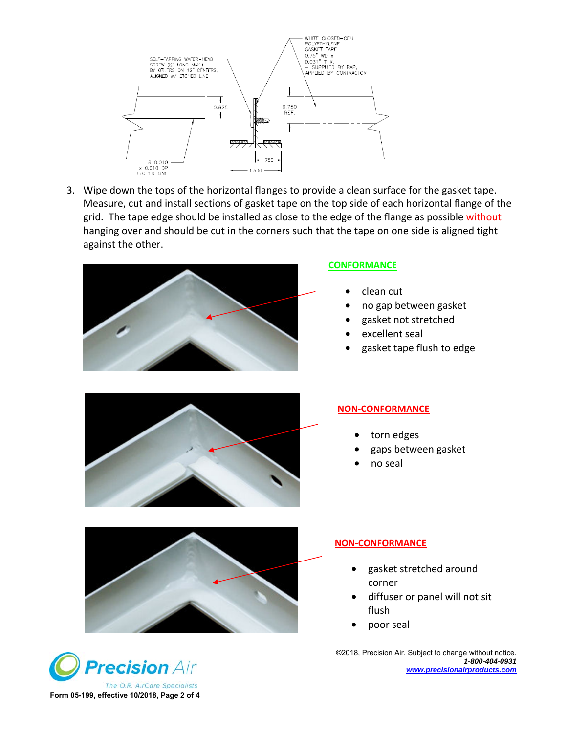SELF-TAPPING WAFER-HEAD SCREW (½" LONG MAX.) BY OTHERS ON 12" CENTERS, ALIGNED w/ ETCHED LINE

WHITE CLOSED-CELL POLYETHYLENE GASKET TAPE 0.75" WD x 0.031" THK. – SUPPLIED BY PAP, APPLIED BY CONTRACTOR

0.625

0.750 REF.

R 0.010 x 0.010 DP ETCHED LINE

.750

1.500

3. Wipe down the tops of the horizontal flanges to provide a clean surface for the gasket tape. Measure, cut and install sections of gasket tape on the top side of each horizontal flange of the grid. The tape edge should be installed as close to the edge of the flange as possible without hanging over and should be cut in the corners such that the tape on one side is aligned tight against the other.

**CONFORMANCE**

- clean cut
- no gap between gasket
- gasket not stretched
- excellent seal
- gasket tape flush to edge

**NON-CONFORMANCE**

- torn edges
- gaps between gasket
- no seal

**NON-CONFORMANCE**

- gasket stretched around corner
- diffuser or panel will not sit flush
- poor seal

©2018, Precision Air. Subject to change without notice.
*1-800-404-0931*
*www.precisionairproducts.com*

Precision Air – The O.R. AirCare Specialists

**Form 05-199, effective 10/2018, Page 2 of 4**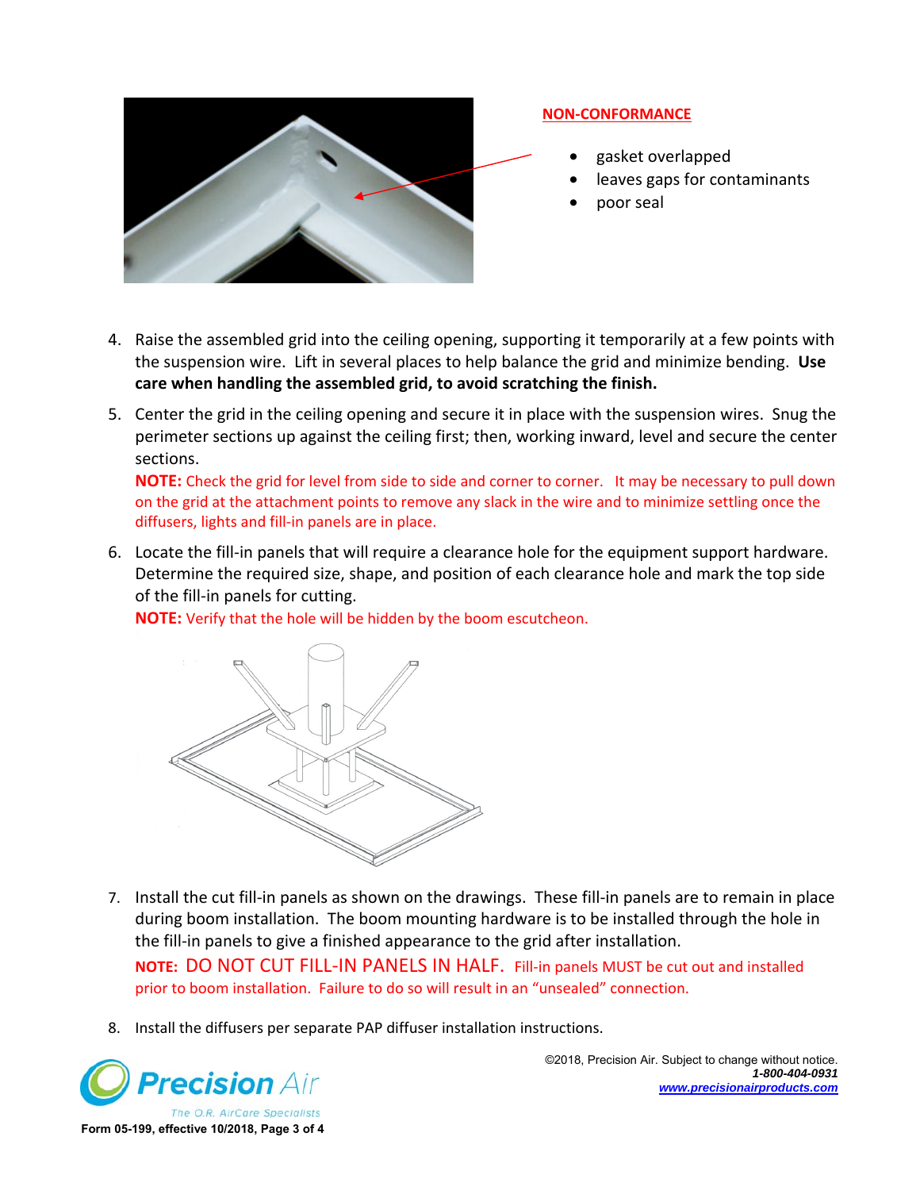**NON-CONFORMANCE**

- gasket overlapped
- leaves gaps for contaminants
- poor seal

4. Raise the assembled grid into the ceiling opening, supporting it temporarily at a few points with the suspension wire. Lift in several places to help balance the grid and minimize bending. **Use care when handling the assembled grid, to avoid scratching the finish.**

5. Center the grid in the ceiling opening and secure it in place with the suspension wires. Snug the perimeter sections up against the ceiling first; then, working inward, level and secure the center sections.

   **NOTE:** Check the grid for level from side to side and corner to corner. It may be necessary to pull down on the grid at the attachment points to remove any slack in the wire and to minimize settling once the diffusers, lights and fill-in panels are in place.

6. Locate the fill-in panels that will require a clearance hole for the equipment support hardware. Determine the required size, shape, and position of each clearance hole and mark the top side of the fill-in panels for cutting.

   **NOTE:** Verify that the hole will be hidden by the boom escutcheon.

7. Install the cut fill-in panels as shown on the drawings. These fill-in panels are to remain in place during boom installation. The boom mounting hardware is to be installed through the hole in the fill-in panels to give a finished appearance to the grid after installation.

   **NOTE:** DO NOT CUT FILL-IN PANELS IN HALF. Fill-in panels MUST be cut out and installed prior to boom installation. Failure to do so will result in an "unsealed" connection.

8. Install the diffusers per separate PAP diffuser installation instructions.

©2018, Precision Air. Subject to change without notice.
***1-800-404-0931***
***www.precisionairproducts.com***

Precision Air — The O.R. AirCare Specialists

**Form 05-199, effective 10/2018**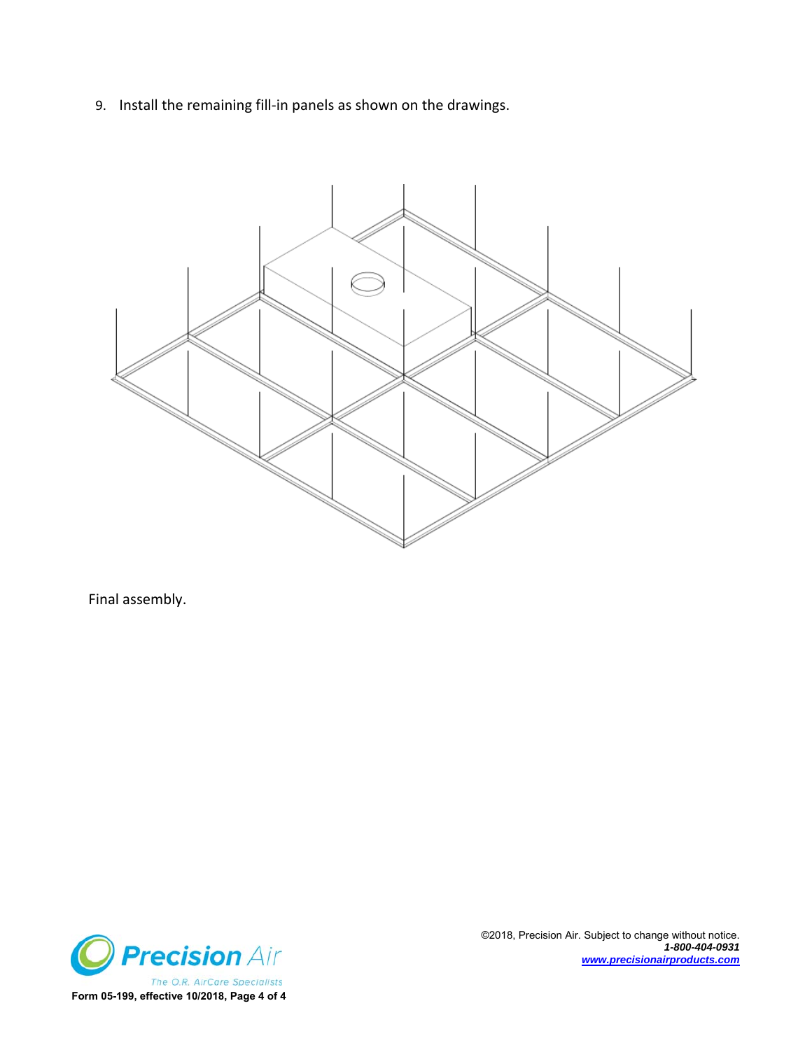9. Install the remaining fill-in panels as shown on the drawings.

Final assembly.